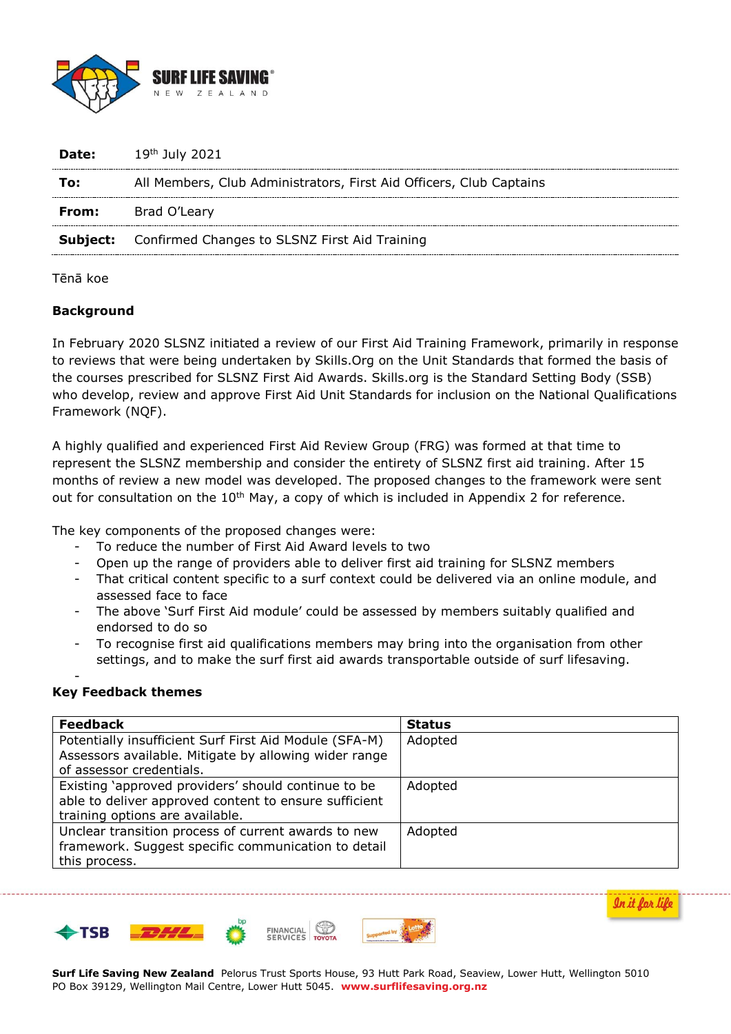| | |
|---|---|
| **Date:** | 19th July 2021 |
| **To:** | All Members, Club Administrators, First Aid Officers, Club Captains |
| **From:** | Brad O'Leary |
| **Subject:** | Confirmed Changes to SLSNZ First Aid Training |

Tēnā koe

**Background**

In February 2020 SLSNZ initiated a review of our First Aid Training Framework, primarily in response to reviews that were being undertaken by Skills.Org on the Unit Standards that formed the basis of the courses prescribed for SLSNZ First Aid Awards. Skills.org is the Standard Setting Body (SSB) who develop, review and approve First Aid Unit Standards for inclusion on the National Qualifications Framework (NQF).

A highly qualified and experienced First Aid Review Group (FRG) was formed at that time to represent the SLSNZ membership and consider the entirety of SLSNZ first aid training. After 15 months of review a new model was developed. The proposed changes to the framework were sent out for consultation on the 10th May, a copy of which is included in Appendix 2 for reference.

The key components of the proposed changes were:

- To reduce the number of First Aid Award levels to two
- Open up the range of providers able to deliver first aid training for SLSNZ members
- That critical content specific to a surf context could be delivered via an online module, and assessed face to face
- The above 'Surf First Aid module' could be assessed by members suitably qualified and endorsed to do so
- To recognise first aid qualifications members may bring into the organisation from other settings, and to make the surf first aid awards transportable outside of surf lifesaving.

**Key Feedback themes**

| Feedback | Status |
|---|---|
| Potentially insufficient Surf First Aid Module (SFA-M) Assessors available. Mitigate by allowing wider range of assessor credentials. | Adopted |
| Existing 'approved providers' should continue to be able to deliver approved content to ensure sufficient training options are available. | Adopted |
| Unclear transition process of current awards to new framework. Suggest specific communication to detail this process. | Adopted |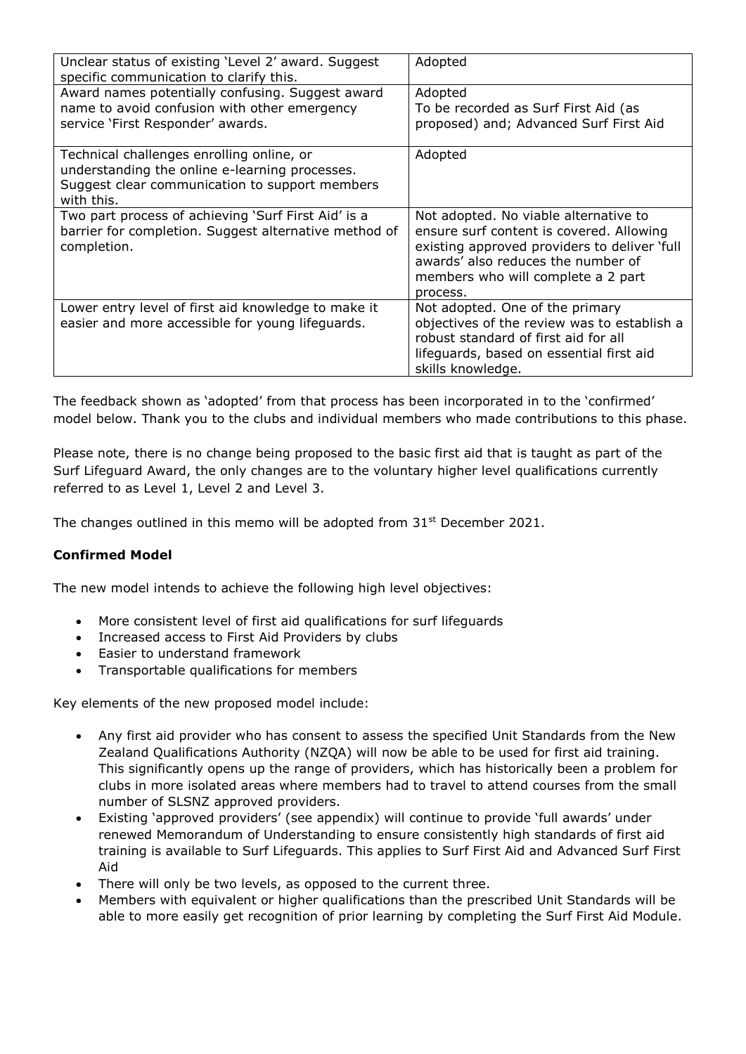| Unclear status of existing 'Level 2' award. Suggest specific communication to clarify this. | Adopted |
|---|---|
| Award names potentially confusing. Suggest award name to avoid confusion with other emergency service 'First Responder' awards. | Adopted<br>To be recorded as Surf First Aid (as proposed) and; Advanced Surf First Aid |
| Technical challenges enrolling online, or understanding the online e-learning processes. Suggest clear communication to support members with this. | Adopted |
| Two part process of achieving 'Surf First Aid' is a barrier for completion. Suggest alternative method of completion. | Not adopted. No viable alternative to ensure surf content is covered. Allowing existing approved providers to deliver 'full awards' also reduces the number of members who will complete a 2 part process. |
| Lower entry level of first aid knowledge to make it easier and more accessible for young lifeguards. | Not adopted. One of the primary objectives of the review was to establish a robust standard of first aid for all lifeguards, based on essential first aid skills knowledge. |

The feedback shown as 'adopted' from that process has been incorporated in to the 'confirmed' model below. Thank you to the clubs and individual members who made contributions to this phase.

Please note, there is no change being proposed to the basic first aid that is taught as part of the Surf Lifeguard Award, the only changes are to the voluntary higher level qualifications currently referred to as Level 1, Level 2 and Level 3.

The changes outlined in this memo will be adopted from 31st December 2021.

**Confirmed Model**

The new model intends to achieve the following high level objectives:

- More consistent level of first aid qualifications for surf lifeguards
- Increased access to First Aid Providers by clubs
- Easier to understand framework
- Transportable qualifications for members

Key elements of the new proposed model include:

- Any first aid provider who has consent to assess the specified Unit Standards from the New Zealand Qualifications Authority (NZQA) will now be able to be used for first aid training. This significantly opens up the range of providers, which has historically been a problem for clubs in more isolated areas where members had to travel to attend courses from the small number of SLSNZ approved providers.
- Existing 'approved providers' (see appendix) will continue to provide 'full awards' under renewed Memorandum of Understanding to ensure consistently high standards of first aid training is available to Surf Lifeguards. This applies to Surf First Aid and Advanced Surf First Aid
- There will only be two levels, as opposed to the current three.
- Members with equivalent or higher qualifications than the prescribed Unit Standards will be able to more easily get recognition of prior learning by completing the Surf First Aid Module.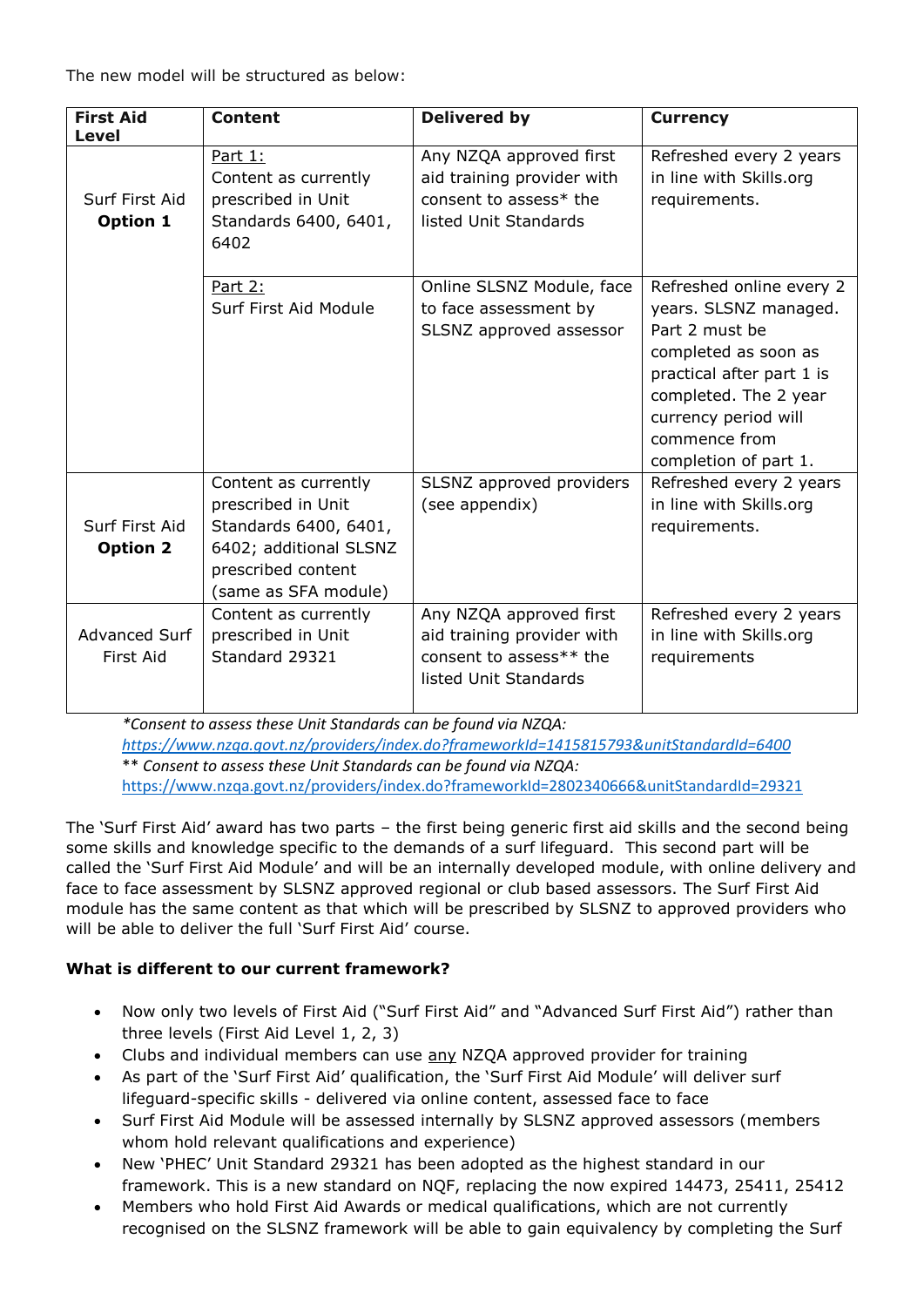The new model will be structured as below:

| First Aid Level | Content | Delivered by | Currency |
|---|---|---|---|
| Surf First Aid **Option 1** | Part 1: Content as currently prescribed in Unit Standards 6400, 6401, 6402 | Any NZQA approved first aid training provider with consent to assess* the listed Unit Standards | Refreshed every 2 years in line with Skills.org requirements. |
| | Part 2: Surf First Aid Module | Online SLSNZ Module, face to face assessment by SLSNZ approved assessor | Refreshed online every 2 years. SLSNZ managed. Part 2 must be completed as soon as practical after part 1 is completed. The 2 year currency period will commence from completion of part 1. |
| Surf First Aid **Option 2** | Content as currently prescribed in Unit Standards 6400, 6401, 6402; additional SLSNZ prescribed content (same as SFA module) | SLSNZ approved providers (see appendix) | Refreshed every 2 years in line with Skills.org requirements. |
| Advanced Surf First Aid | Content as currently prescribed in Unit Standard 29321 | Any NZQA approved first aid training provider with consent to assess** the listed Unit Standards | Refreshed every 2 years in line with Skills.org requirements |

*\*Consent to assess these Unit Standards can be found via NZQA:*
https://www.nzqa.govt.nz/providers/index.do?frameworkId=1415815793&unitStandardId=6400
*\*\* Consent to assess these Unit Standards can be found via NZQA:*
https://www.nzqa.govt.nz/providers/index.do?frameworkId=2802340666&unitStandardId=29321

The 'Surf First Aid' award has two parts – the first being generic first aid skills and the second being some skills and knowledge specific to the demands of a surf lifeguard. This second part will be called the 'Surf First Aid Module' and will be an internally developed module, with online delivery and face to face assessment by SLSNZ approved regional or club based assessors. The Surf First Aid module has the same content as that which will be prescribed by SLSNZ to approved providers who will be able to deliver the full 'Surf First Aid' course.

**What is different to our current framework?**

- Now only two levels of First Aid ("Surf First Aid" and "Advanced Surf First Aid") rather than three levels (First Aid Level 1, 2, 3)
- Clubs and individual members can use any NZQA approved provider for training
- As part of the 'Surf First Aid' qualification, the 'Surf First Aid Module' will deliver surf lifeguard-specific skills - delivered via online content, assessed face to face
- Surf First Aid Module will be assessed internally by SLSNZ approved assessors (members whom hold relevant qualifications and experience)
- New 'PHEC' Unit Standard 29321 has been adopted as the highest standard in our framework. This is a new standard on NQF, replacing the now expired 14473, 25411, 25412
- Members who hold First Aid Awards or medical qualifications, which are not currently recognised on the SLSNZ framework will be able to gain equivalency by completing the Surf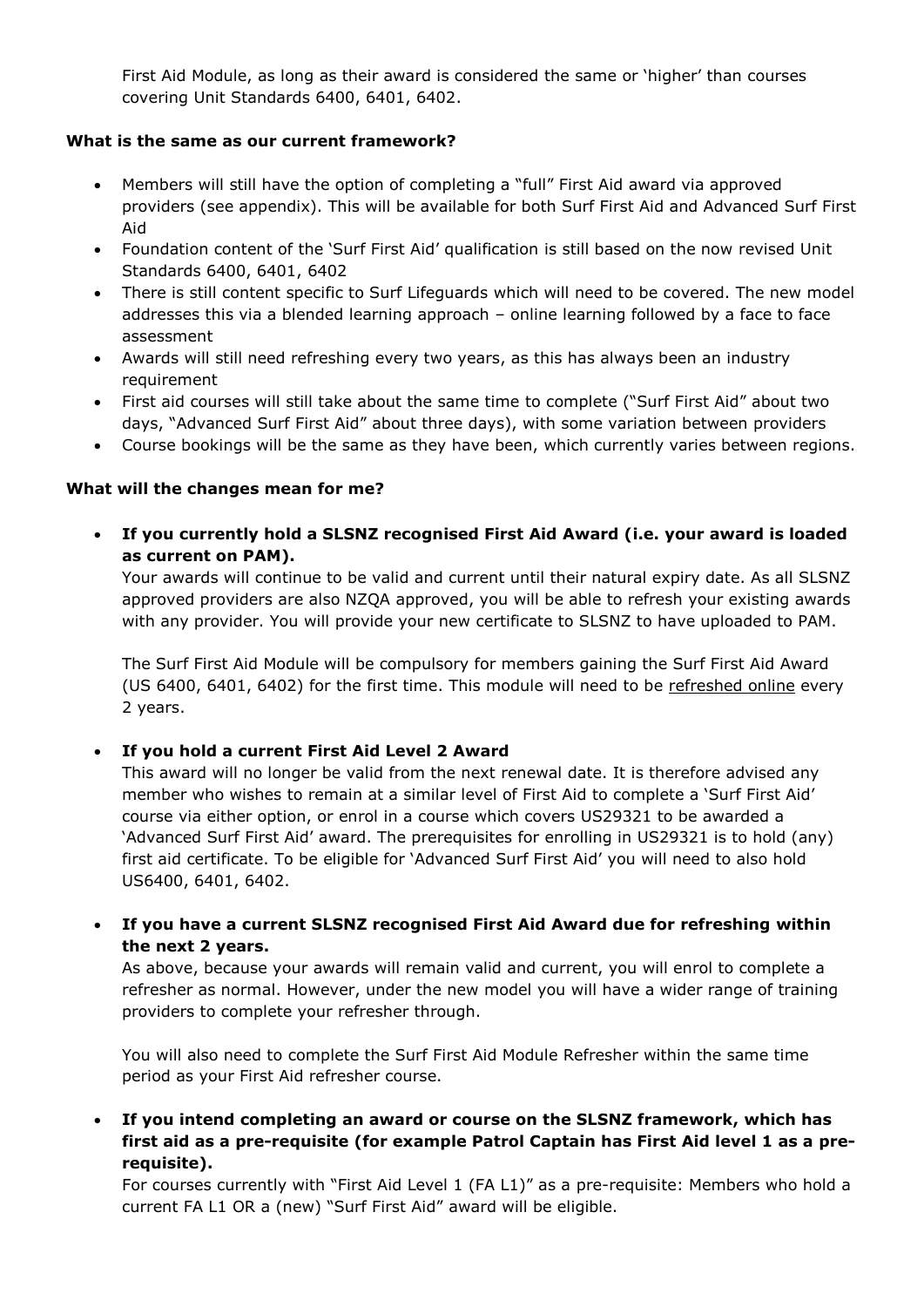First Aid Module, as long as their award is considered the same or 'higher' than courses covering Unit Standards 6400, 6401, 6402.

**What is the same as our current framework?**

- Members will still have the option of completing a "full" First Aid award via approved providers (see appendix). This will be available for both Surf First Aid and Advanced Surf First Aid
- Foundation content of the 'Surf First Aid' qualification is still based on the now revised Unit Standards 6400, 6401, 6402
- There is still content specific to Surf Lifeguards which will need to be covered. The new model addresses this via a blended learning approach – online learning followed by a face to face assessment
- Awards will still need refreshing every two years, as this has always been an industry requirement
- First aid courses will still take about the same time to complete ("Surf First Aid" about two days, "Advanced Surf First Aid" about three days), with some variation between providers
- Course bookings will be the same as they have been, which currently varies between regions.

**What will the changes mean for me?**

- **If you currently hold a SLSNZ recognised First Aid Award (i.e. your award is loaded as current on PAM).**

  Your awards will continue to be valid and current until their natural expiry date. As all SLSNZ approved providers are also NZQA approved, you will be able to refresh your existing awards with any provider. You will provide your new certificate to SLSNZ to have uploaded to PAM.

  The Surf First Aid Module will be compulsory for members gaining the Surf First Aid Award (US 6400, 6401, 6402) for the first time. This module will need to be refreshed online every 2 years.

- **If you hold a current First Aid Level 2 Award**

  This award will no longer be valid from the next renewal date. It is therefore advised any member who wishes to remain at a similar level of First Aid to complete a 'Surf First Aid' course via either option, or enrol in a course which covers US29321 to be awarded a 'Advanced Surf First Aid' award. The prerequisites for enrolling in US29321 is to hold (any) first aid certificate. To be eligible for 'Advanced Surf First Aid' you will need to also hold US6400, 6401, 6402.

- **If you have a current SLSNZ recognised First Aid Award due for refreshing within the next 2 years.**

  As above, because your awards will remain valid and current, you will enrol to complete a refresher as normal. However, under the new model you will have a wider range of training providers to complete your refresher through.

  You will also need to complete the Surf First Aid Module Refresher within the same time period as your First Aid refresher course.

- **If you intend completing an award or course on the SLSNZ framework, which has first aid as a pre-requisite (for example Patrol Captain has First Aid level 1 as a pre-requisite).**

  For courses currently with "First Aid Level 1 (FA L1)" as a pre-requisite: Members who hold a current FA L1 OR a (new) "Surf First Aid" award will be eligible.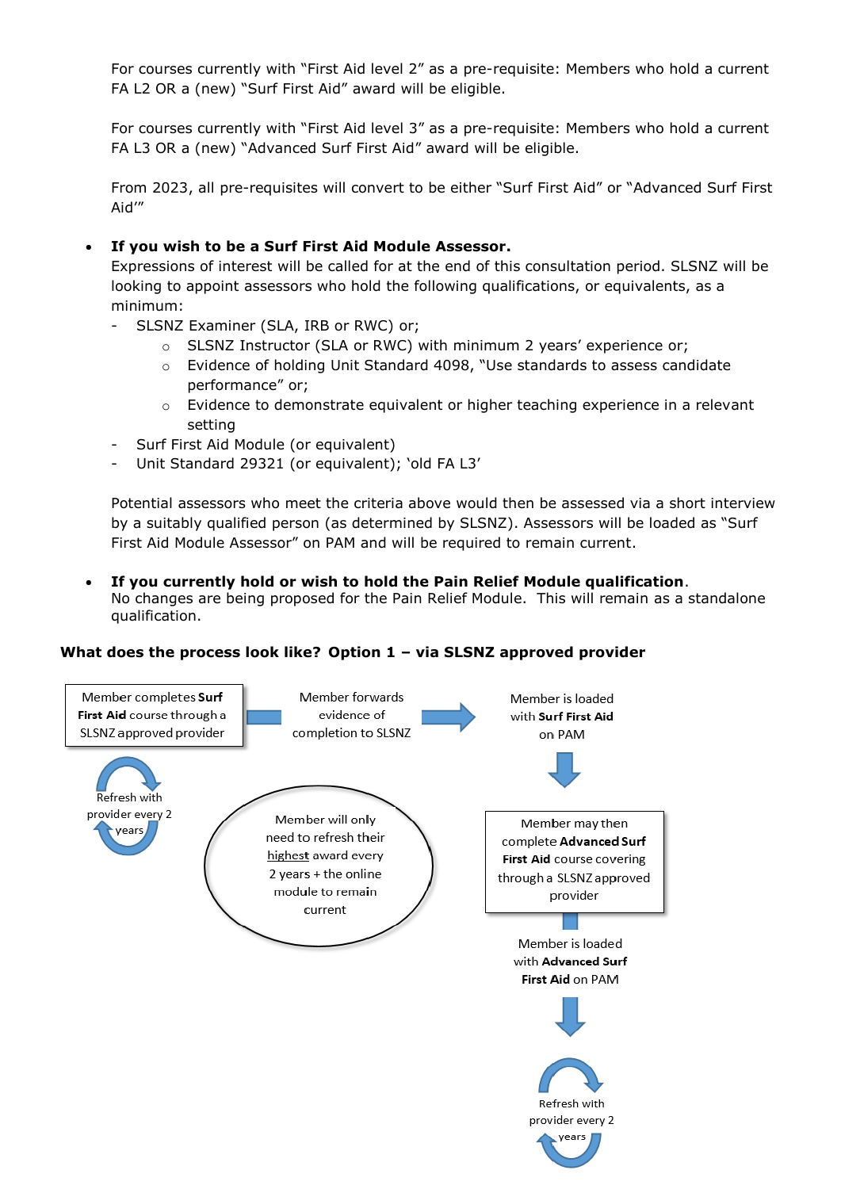For courses currently with "First Aid level 2" as a pre-requisite: Members who hold a current FA L2 OR a (new) "Surf First Aid" award will be eligible.

For courses currently with "First Aid level 3" as a pre-requisite: Members who hold a current FA L3 OR a (new) "Advanced Surf First Aid" award will be eligible.

From 2023, all pre-requisites will convert to be either "Surf First Aid" or "Advanced Surf First Aid'"

- **If you wish to be a Surf First Aid Module Assessor.**
  Expressions of interest will be called for at the end of this consultation period. SLSNZ will be looking to appoint assessors who hold the following qualifications, or equivalents, as a minimum:
  - SLSNZ Examiner (SLA, IRB or RWC) or;
    - SLSNZ Instructor (SLA or RWC) with minimum 2 years' experience or;
    - Evidence of holding Unit Standard 4098, "Use standards to assess candidate performance" or;
    - Evidence to demonstrate equivalent or higher teaching experience in a relevant setting
  - Surf First Aid Module (or equivalent)
  - Unit Standard 29321 (or equivalent); 'old FA L3'

  Potential assessors who meet the criteria above would then be assessed via a short interview by a suitably qualified person (as determined by SLSNZ). Assessors will be loaded as "Surf First Aid Module Assessor" on PAM and will be required to remain current.

- **If you currently hold or wish to hold the Pain Relief Module qualification**.
  No changes are being proposed for the Pain Relief Module. This will remain as a standalone qualification.

**What does the process look like? Option 1 – via SLSNZ approved provider**

Member completes **Surf First Aid** course through a SLSNZ approved provider → Member forwards evidence of completion to SLSNZ → Member is loaded with **Surf First Aid** on PAM

Refresh with provider every 2 years

Member will only need to refresh their highest award every 2 years + the online module to remain current

Member may then complete **Advanced Surf First Aid** course covering through a SLSNZ approved provider → Member is loaded with **Advanced Surf First Aid** on PAM → Refresh with provider every 2 years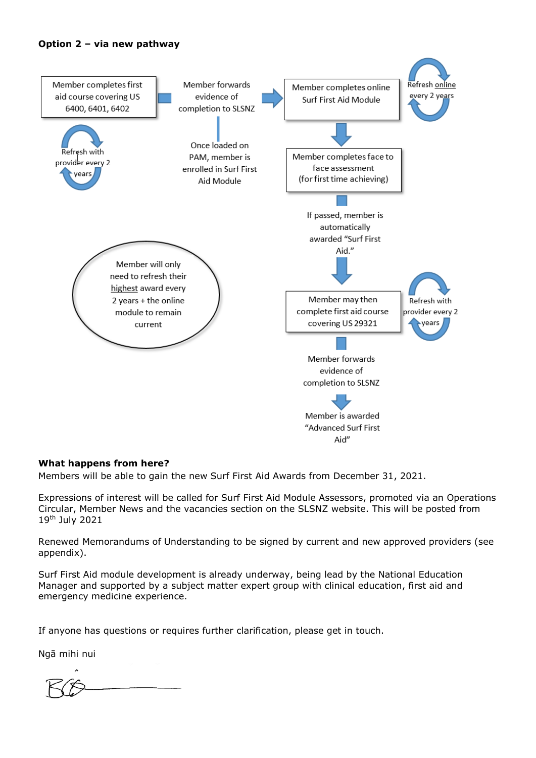**Option 2 – via new pathway**

Member completes first aid course covering US 6400, 6401, 6402

Refresh with provider every 2 years

Member forwards evidence of completion to SLSNZ

Once loaded on PAM, member is enrolled in Surf First Aid Module

Member completes online Surf First Aid Module

Refresh online every 2 years

Member completes face to face assessment (for first time achieving)

If passed, member is automatically awarded "Surf First Aid."

Member may then complete first aid course covering US 29321

Refresh with provider every 2 years

Member forwards evidence of completion to SLSNZ

Member is awarded "Advanced Surf First Aid"

Member will only need to refresh their highest award every 2 years + the online module to remain current

**What happens from here?**

Members will be able to gain the new Surf First Aid Awards from December 31, 2021.

Expressions of interest will be called for Surf First Aid Module Assessors, promoted via an Operations Circular, Member News and the vacancies section on the SLSNZ website. This will be posted from 19th July 2021

Renewed Memorandums of Understanding to be signed by current and new approved providers (see appendix).

Surf First Aid module development is already underway, being lead by the National Education Manager and supported by a subject matter expert group with clinical education, first aid and emergency medicine experience.

If anyone has questions or requires further clarification, please get in touch.

Ngā mihi nui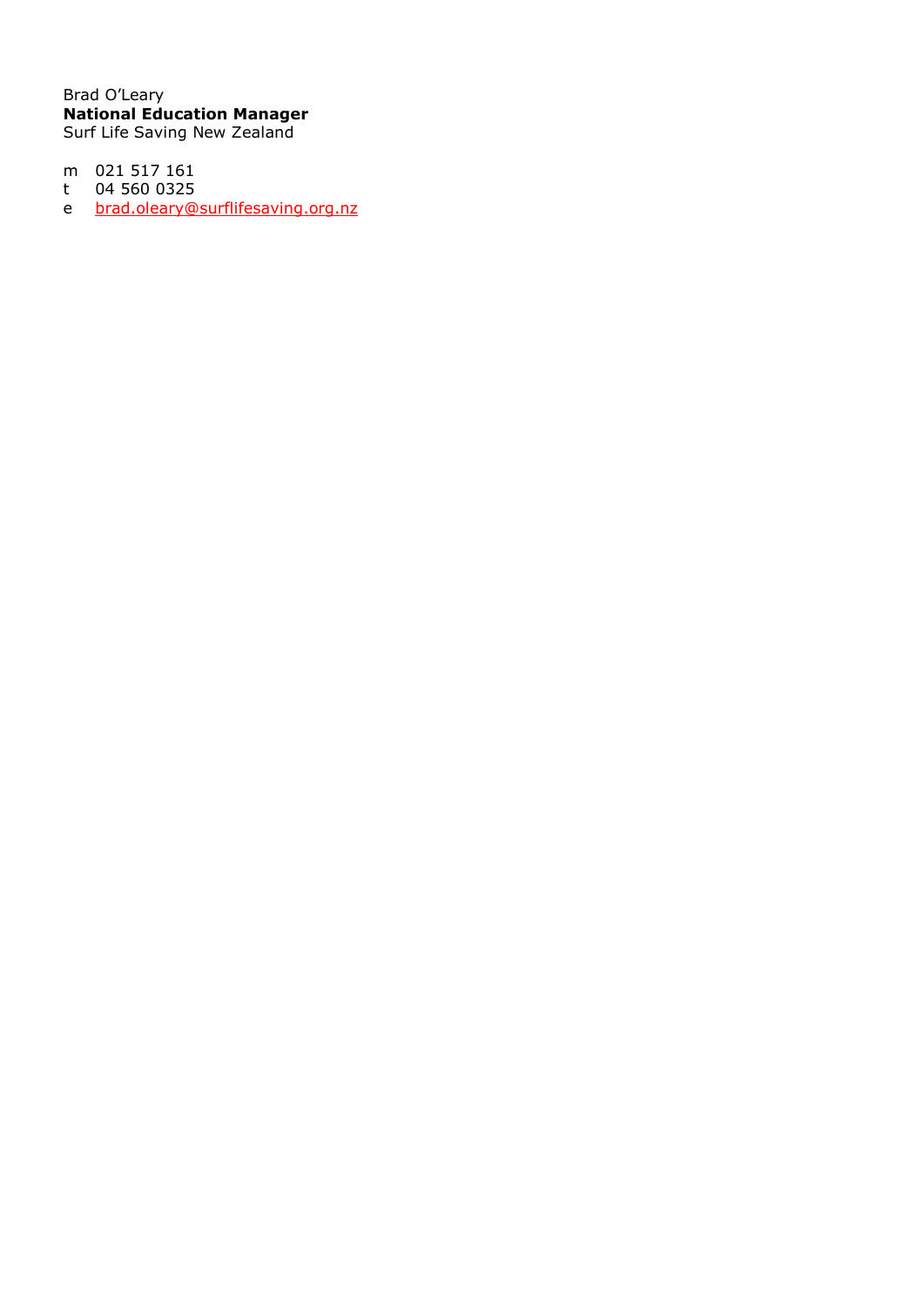Brad O'Leary
**National Education Manager**
Surf Life Saving New Zealand

m 021 517 161
t 04 560 0325
e brad.oleary@surflifesaving.org.nz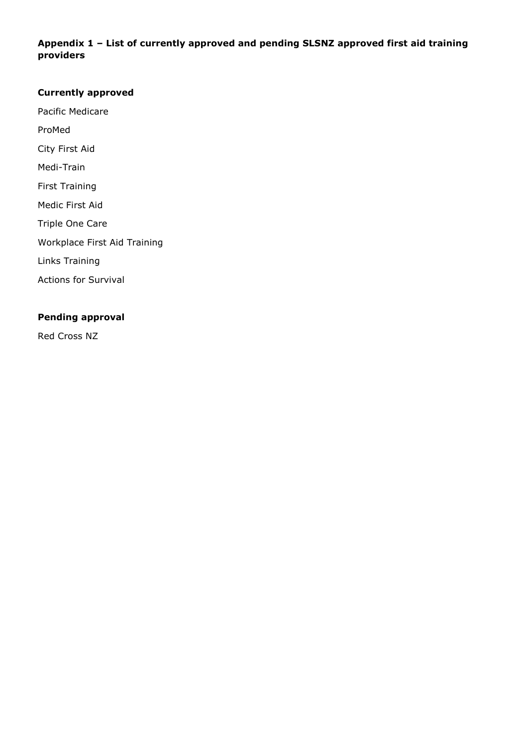**Appendix 1 – List of currently approved and pending SLSNZ approved first aid training providers**

**Currently approved**

Pacific Medicare

ProMed

City First Aid

Medi-Train

First Training

Medic First Aid

Triple One Care

Workplace First Aid Training

Links Training

Actions for Survival

**Pending approval**

Red Cross NZ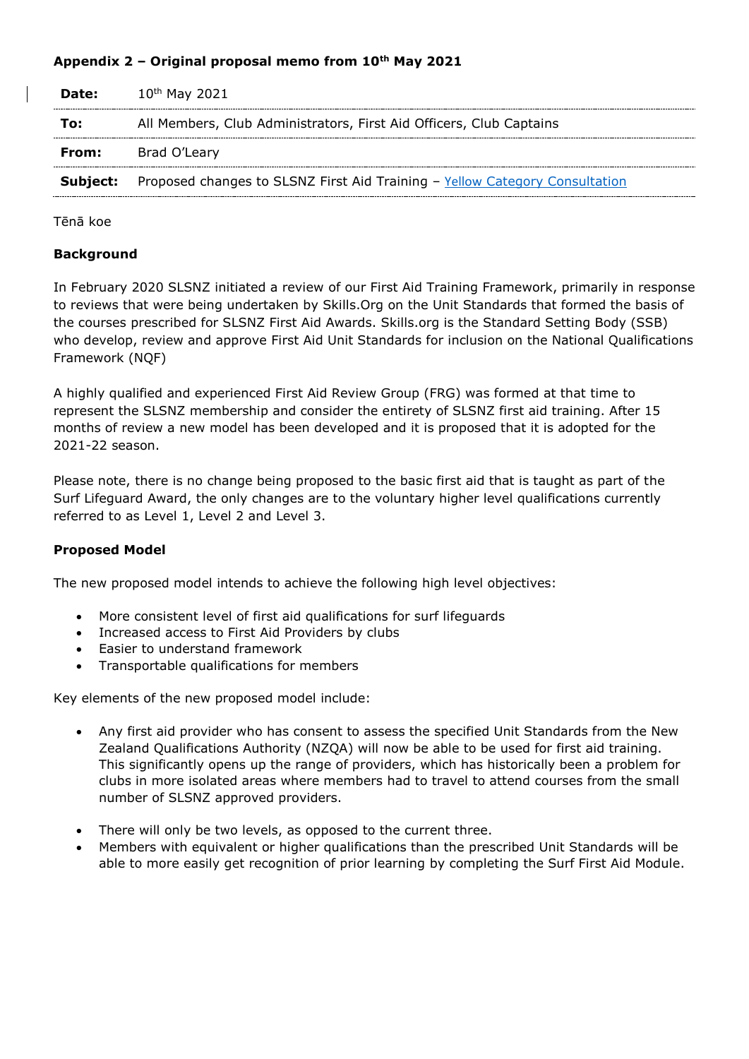**Appendix 2 – Original proposal memo from 10th May 2021**

| | |
|---|---|
| **Date:** | 10th May 2021 |
| **To:** | All Members, Club Administrators, First Aid Officers, Club Captains |
| **From:** | Brad O'Leary |
| **Subject:** | Proposed changes to SLSNZ First Aid Training – Yellow Category Consultation |

Tēnā koe

**Background**

In February 2020 SLSNZ initiated a review of our First Aid Training Framework, primarily in response to reviews that were being undertaken by Skills.Org on the Unit Standards that formed the basis of the courses prescribed for SLSNZ First Aid Awards. Skills.org is the Standard Setting Body (SSB) who develop, review and approve First Aid Unit Standards for inclusion on the National Qualifications Framework (NQF)

A highly qualified and experienced First Aid Review Group (FRG) was formed at that time to represent the SLSNZ membership and consider the entirety of SLSNZ first aid training. After 15 months of review a new model has been developed and it is proposed that it is adopted for the 2021-22 season.

Please note, there is no change being proposed to the basic first aid that is taught as part of the Surf Lifeguard Award, the only changes are to the voluntary higher level qualifications currently referred to as Level 1, Level 2 and Level 3.

**Proposed Model**

The new proposed model intends to achieve the following high level objectives:

- More consistent level of first aid qualifications for surf lifeguards
- Increased access to First Aid Providers by clubs
- Easier to understand framework
- Transportable qualifications for members

Key elements of the new proposed model include:

- Any first aid provider who has consent to assess the specified Unit Standards from the New Zealand Qualifications Authority (NZQA) will now be able to be used for first aid training. This significantly opens up the range of providers, which has historically been a problem for clubs in more isolated areas where members had to travel to attend courses from the small number of SLSNZ approved providers.
- There will only be two levels, as opposed to the current three.
- Members with equivalent or higher qualifications than the prescribed Unit Standards will be able to more easily get recognition of prior learning by completing the Surf First Aid Module.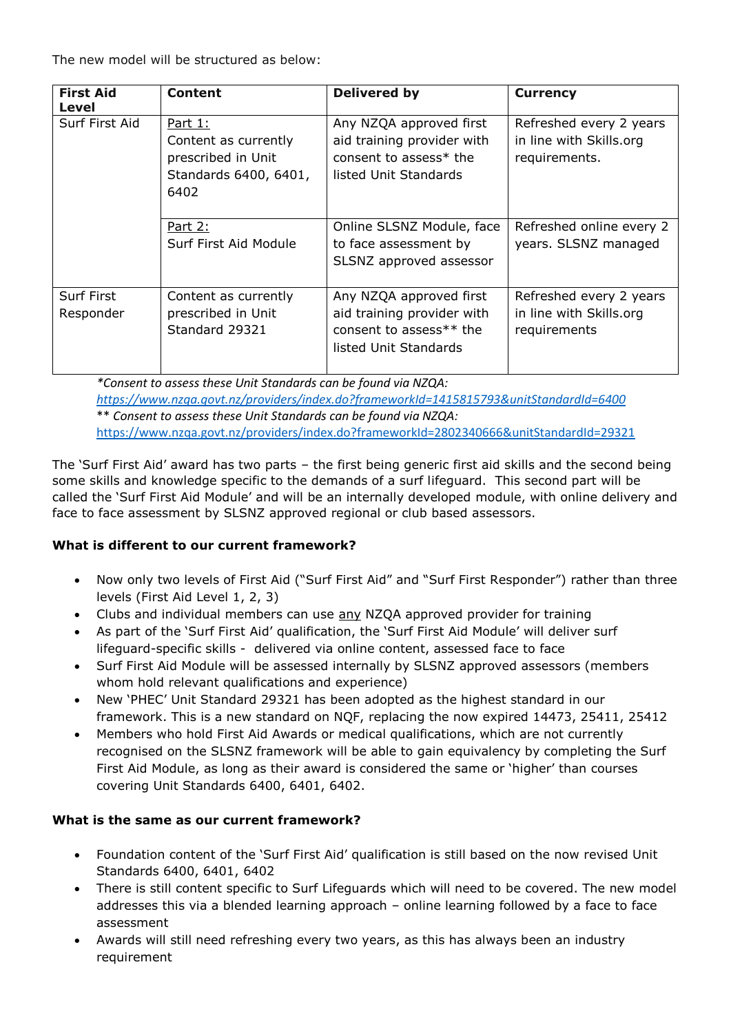The new model will be structured as below:

| First Aid Level | Content | Delivered by | Currency |
|---|---|---|---|
| Surf First Aid | Part 1: Content as currently prescribed in Unit Standards 6400, 6401, 6402 | Any NZQA approved first aid training provider with consent to assess* the listed Unit Standards | Refreshed every 2 years in line with Skills.org requirements. |
| | Part 2: Surf First Aid Module | Online SLSNZ Module, face to face assessment by SLSNZ approved assessor | Refreshed online every 2 years. SLSNZ managed |
| Surf First Responder | Content as currently prescribed in Unit Standard 29321 | Any NZQA approved first aid training provider with consent to assess** the listed Unit Standards | Refreshed every 2 years in line with Skills.org requirements |

*Consent to assess these Unit Standards can be found via NZQA: https://www.nzqa.govt.nz/providers/index.do?frameworkId=1415815793&unitStandardId=6400*

** *Consent to assess these Unit Standards can be found via NZQA:* https://www.nzqa.govt.nz/providers/index.do?frameworkId=2802340666&unitStandardId=29321

The 'Surf First Aid' award has two parts – the first being generic first aid skills and the second being some skills and knowledge specific to the demands of a surf lifeguard. This second part will be called the 'Surf First Aid Module' and will be an internally developed module, with online delivery and face to face assessment by SLSNZ approved regional or club based assessors.

**What is different to our current framework?**

- Now only two levels of First Aid ("Surf First Aid" and "Surf First Responder") rather than three levels (First Aid Level 1, 2, 3)
- Clubs and individual members can use any NZQA approved provider for training
- As part of the 'Surf First Aid' qualification, the 'Surf First Aid Module' will deliver surf lifeguard-specific skills - delivered via online content, assessed face to face
- Surf First Aid Module will be assessed internally by SLSNZ approved assessors (members whom hold relevant qualifications and experience)
- New 'PHEC' Unit Standard 29321 has been adopted as the highest standard in our framework. This is a new standard on NQF, replacing the now expired 14473, 25411, 25412
- Members who hold First Aid Awards or medical qualifications, which are not currently recognised on the SLSNZ framework will be able to gain equivalency by completing the Surf First Aid Module, as long as their award is considered the same or 'higher' than courses covering Unit Standards 6400, 6401, 6402.

**What is the same as our current framework?**

- Foundation content of the 'Surf First Aid' qualification is still based on the now revised Unit Standards 6400, 6401, 6402
- There is still content specific to Surf Lifeguards which will need to be covered. The new model addresses this via a blended learning approach – online learning followed by a face to face assessment
- Awards will still need refreshing every two years, as this has always been an industry requirement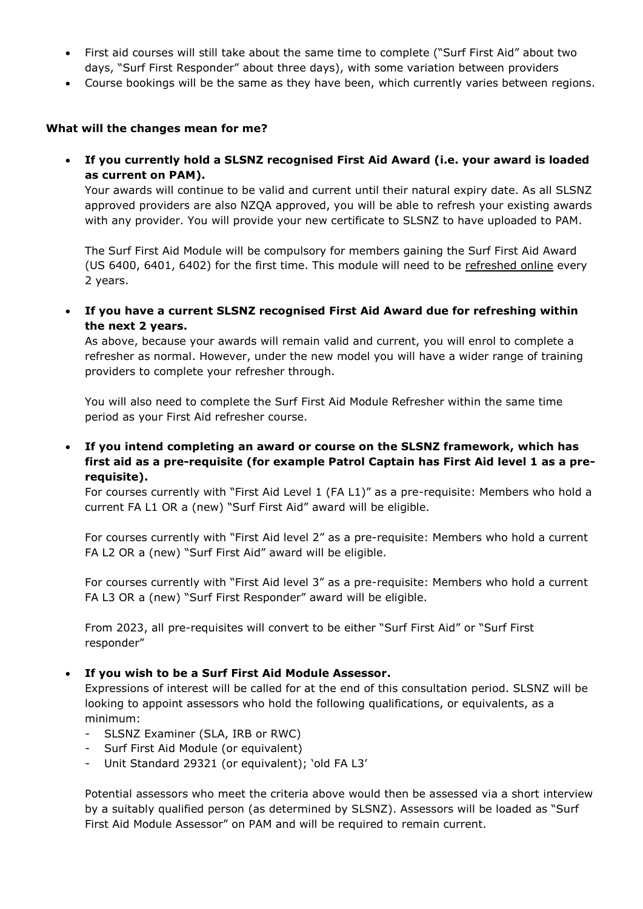- First aid courses will still take about the same time to complete ("Surf First Aid" about two days, "Surf First Responder" about three days), with some variation between providers
- Course bookings will be the same as they have been, which currently varies between regions.

**What will the changes mean for me?**

- **If you currently hold a SLSNZ recognised First Aid Award (i.e. your award is loaded as current on PAM).**
  Your awards will continue to be valid and current until their natural expiry date. As all SLSNZ approved providers are also NZQA approved, you will be able to refresh your existing awards with any provider. You will provide your new certificate to SLSNZ to have uploaded to PAM.

  The Surf First Aid Module will be compulsory for members gaining the Surf First Aid Award (US 6400, 6401, 6402) for the first time. This module will need to be refreshed online every 2 years.

- **If you have a current SLSNZ recognised First Aid Award due for refreshing within the next 2 years.**
  As above, because your awards will remain valid and current, you will enrol to complete a refresher as normal. However, under the new model you will have a wider range of training providers to complete your refresher through.

  You will also need to complete the Surf First Aid Module Refresher within the same time period as your First Aid refresher course.

- **If you intend completing an award or course on the SLSNZ framework, which has first aid as a pre-requisite (for example Patrol Captain has First Aid level 1 as a pre-requisite).**
  For courses currently with "First Aid Level 1 (FA L1)" as a pre-requisite: Members who hold a current FA L1 OR a (new) "Surf First Aid" award will be eligible.

  For courses currently with "First Aid level 2" as a pre-requisite: Members who hold a current FA L2 OR a (new) "Surf First Aid" award will be eligible.

  For courses currently with "First Aid level 3" as a pre-requisite: Members who hold a current FA L3 OR a (new) "Surf First Responder" award will be eligible.

  From 2023, all pre-requisites will convert to be either "Surf First Aid" or "Surf First responder"

- **If you wish to be a Surf First Aid Module Assessor.**
  Expressions of interest will be called for at the end of this consultation period. SLSNZ will be looking to appoint assessors who hold the following qualifications, or equivalents, as a minimum:
  - SLSNZ Examiner (SLA, IRB or RWC)
  - Surf First Aid Module (or equivalent)
  - Unit Standard 29321 (or equivalent); 'old FA L3'

  Potential assessors who meet the criteria above would then be assessed via a short interview by a suitably qualified person (as determined by SLSNZ). Assessors will be loaded as "Surf First Aid Module Assessor" on PAM and will be required to remain current.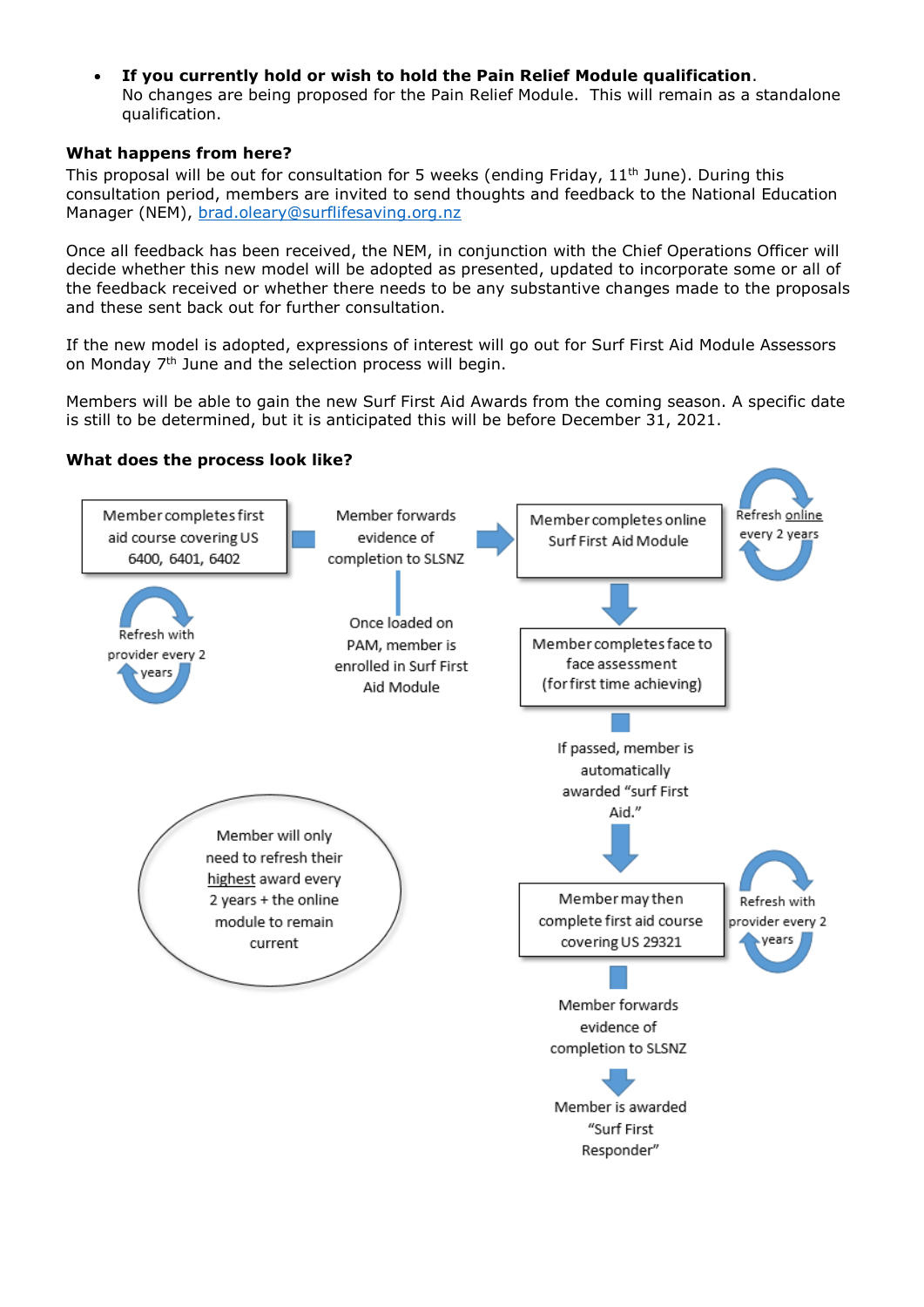- **If you currently hold or wish to hold the Pain Relief Module qualification**.
  No changes are being proposed for the Pain Relief Module. This will remain as a standalone qualification.

**What happens from here?**
This proposal will be out for consultation for 5 weeks (ending Friday, 11th June). During this consultation period, members are invited to send thoughts and feedback to the National Education Manager (NEM), brad.oleary@surflifesaving.org.nz

Once all feedback has been received, the NEM, in conjunction with the Chief Operations Officer will decide whether this new model will be adopted as presented, updated to incorporate some or all of the feedback received or whether there needs to be any substantive changes made to the proposals and these sent back out for further consultation.

If the new model is adopted, expressions of interest will go out for Surf First Aid Module Assessors on Monday 7th June and the selection process will begin.

Members will be able to gain the new Surf First Aid Awards from the coming season. A specific date is still to be determined, but it is anticipated this will be before December 31, 2021.

**What does the process look like?**

Member completes first aid course covering US 6400, 6401, 6402

Refresh with provider every 2 years

Member forwards evidence of completion to SLSNZ

Once loaded on PAM, member is enrolled in Surf First Aid Module

Member completes online Surf First Aid Module

Refresh online every 2 years

Member completes face to face assessment (for first time achieving)

If passed, member is automatically awarded "surf First Aid."

Member may then complete first aid course covering US 29321

Refresh with provider every 2 years

Member forwards evidence of completion to SLSNZ

Member is awarded "Surf First Responder"

Member will only need to refresh their highest award every 2 years + the online module to remain current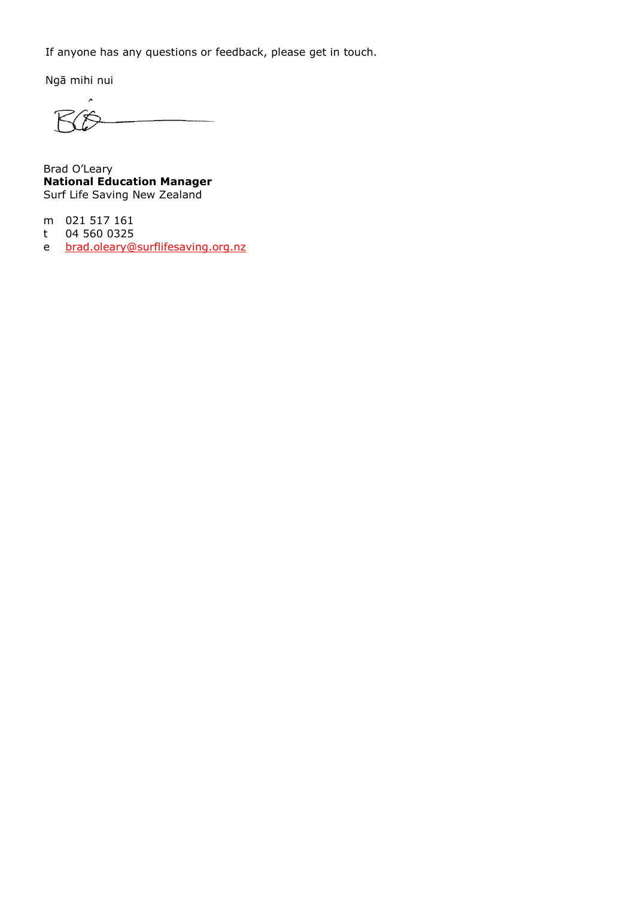If anyone has any questions or feedback, please get in touch.

Ngā mihi nui

Brad O'Leary
**National Education Manager**
Surf Life Saving New Zealand

m 021 517 161
t 04 560 0325
e brad.oleary@surflifesaving.org.nz